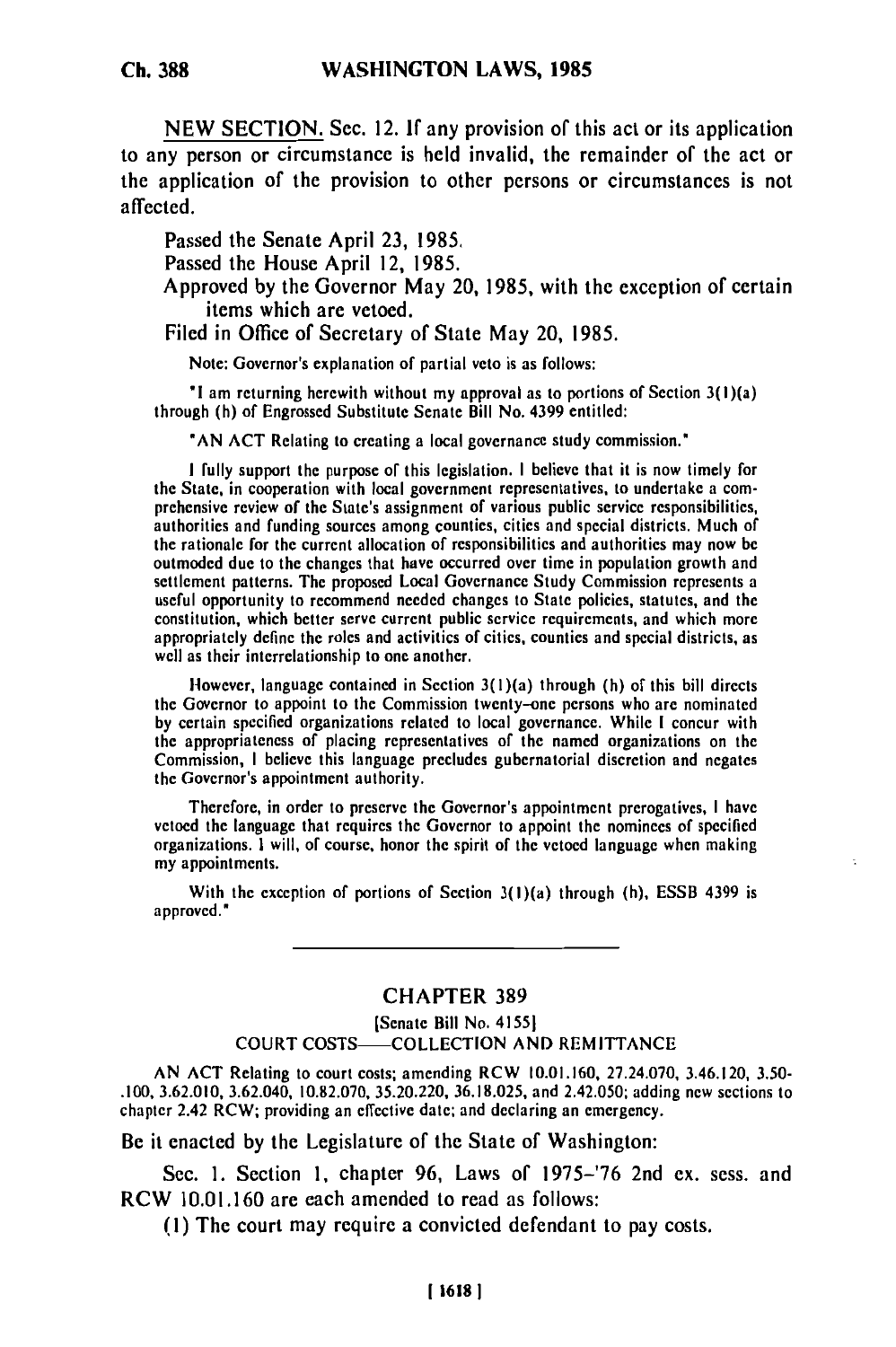NEW SECTION. Sec. 12. If any provision of this act or its application to any person or circumstance is held invalid, the remainder of the act or the application of the provision to other persons or circumstances is not affected.

Passed the Senate April 23, 1985.
Passed the House April 12, 1985.
Approved by the Governor May 20, 1985, with the exception of certain items which are vetoed.
Filed in Office of Secretary of State May 20, 1985.

Note: Governor's explanation of partial veto is as follows:

"I am returning herewith without my approval as to portions of Section 3(1)(a) through (h) of Engrossed Substitute Senate Bill No. 4399 entitled:

"AN ACT Relating to creating a local governance study commission."

I fully support the purpose of this legislation. I believe that it is now timely for the State, in cooperation with local government representatives, to undertake a comprehensive review of the State's assignment of various public service responsibilities, authorities and funding sources among counties, cities and special districts. Much of the rationale for the current allocation of responsibilities and authorities may now be outmoded due to the changes that have occurred over time in population growth and settlement patterns. The proposed Local Governance Study Commission represents a useful opportunity to recommend needed changes to State policies, statutes, and the constitution, which better serve current public service requirements, and which more appropriately define the roles and activities of cities, counties and special districts, as well as their interrelationship to one another.

However, language contained in Section 3(1)(a) through (h) of this bill directs the Governor to appoint to the Commission twenty-one persons who are nominated by certain specified organizations related to local governance. While I concur with the appropriateness of placing representatives of the named organizations on the Commission, I believe this language precludes gubernatorial discretion and negates the Governor's appointment authority.

Therefore, in order to preserve the Governor's appointment prerogatives, I have vetoed the language that requires the Governor to appoint the nominees of specified organizations. I will, of course, honor the spirit of the vetoed language when making my appointments.

With the exception of portions of Section 3(1)(a) through (h), ESSB 4399 is approved."

---

## CHAPTER 389

[Senate Bill No. 4155]

COURT COSTS—COLLECTION AND REMITTANCE

AN ACT Relating to court costs; amending RCW 10.01.160, 27.24.070, 3.46.120, 3.50.100, 3.62.010, 3.62.040, 10.82.070, 35.20.220, 36.18.025, and 2.42.050; adding new sections to chapter 2.42 RCW; providing an effective date; and declaring an emergency.

Be it enacted by the Legislature of the State of Washington:

Sec. 1. Section 1, chapter 96, Laws of 1975-'76 2nd ex. sess. and RCW 10.01.160 are each amended to read as follows:

(1) The court may require a convicted defendant to pay costs.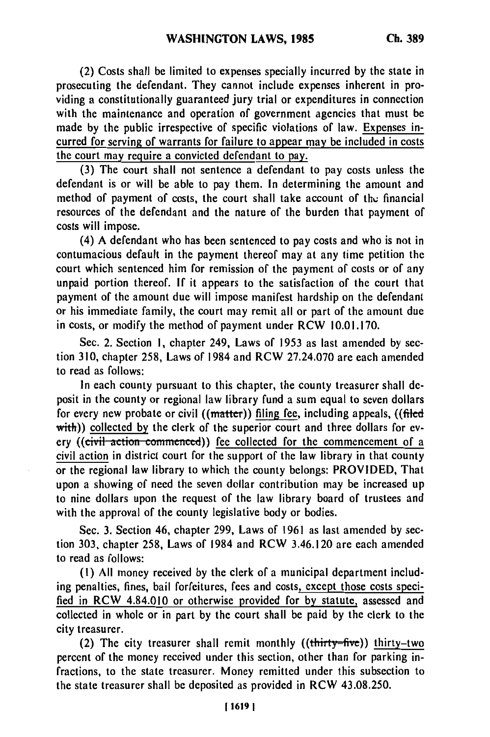(2) Costs shall be limited to expenses specially incurred by the state in prosecuting the defendant. They cannot include expenses inherent in providing a constitutionally guaranteed jury trial or expenditures in connection with the maintenance and operation of government agencies that must be made by the public irrespective of specific violations of law. Expenses incurred for serving of warrants for failure to appear may be included in costs the court may require a convicted defendant to pay.

(3) The court shall not sentence a defendant to pay costs unless the defendant is or will be able to pay them. In determining the amount and method of payment of costs, the court shall take account of the financial resources of the defendant and the nature of the burden that payment of costs will impose.

(4) A defendant who has been sentenced to pay costs and who is not in contumacious default in the payment thereof may at any time petition the court which sentenced him for remission of the payment of costs or of any unpaid portion thereof. If it appears to the satisfaction of the court that payment of the amount due will impose manifest hardship on the defendant or his immediate family, the court may remit all or part of the amount due in costs, or modify the method of payment under RCW 10.01.170.

Sec. 2. Section 1, chapter 249, Laws of 1953 as last amended by section 310, chapter 258, Laws of 1984 and RCW 27.24.070 are each amended to read as follows:

In each county pursuant to this chapter, the county treasurer shall deposit in the county or regional law library fund a sum equal to seven dollars for every new probate or civil ((~~matter~~)) filing fee, including appeals, ((~~filed with~~)) collected by the clerk of the superior court and three dollars for every ((~~civil action commenced~~)) fee collected for the commencement of a civil action in district court for the support of the law library in that county or the regional law library to which the county belongs: PROVIDED, That upon a showing of need the seven dollar contribution may be increased up to nine dollars upon the request of the law library board of trustees and with the approval of the county legislative body or bodies.

Sec. 3. Section 46, chapter 299, Laws of 1961 as last amended by section 303, chapter 258, Laws of 1984 and RCW 3.46.120 are each amended to read as follows:

(1) All money received by the clerk of a municipal department including penalties, fines, bail forfeitures, fees and costs, except those costs specified in RCW 4.84.010 or otherwise provided for by statute, assessed and collected in whole or in part by the court shall be paid by the clerk to the city treasurer.

(2) The city treasurer shall remit monthly ((~~thirty-five~~)) thirty-two percent of the money received under this section, other than for parking infractions, to the state treasurer. Money remitted under this subsection to the state treasurer shall be deposited as provided in RCW 43.08.250.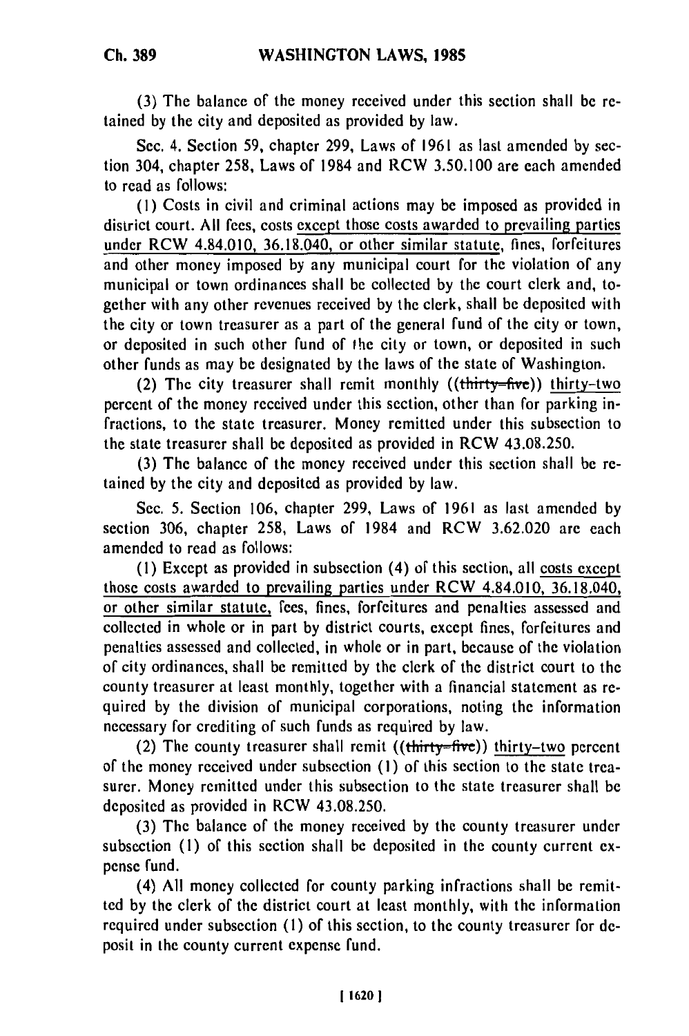(3) The balance of the money received under this section shall be retained by the city and deposited as provided by law.

Sec. 4. Section 59, chapter 299, Laws of 1961 as last amended by section 304, chapter 258, Laws of 1984 and RCW 3.50.100 are each amended to read as follows:

(1) Costs in civil and criminal actions may be imposed as provided in district court. All fees, costs except those costs awarded to prevailing parties under RCW 4.84.010, 36.18.040, or other similar statute, fines, forfeitures and other money imposed by any municipal court for the violation of any municipal or town ordinances shall be collected by the court clerk and, together with any other revenues received by the clerk, shall be deposited with the city or town treasurer as a part of the general fund of the city or town, or deposited in such other fund of the city or town, or deposited in such other funds as may be designated by the laws of the state of Washington.

(2) The city treasurer shall remit monthly ((~~thirty-five~~)) thirty-two percent of the money received under this section, other than for parking infractions, to the state treasurer. Money remitted under this subsection to the state treasurer shall be deposited as provided in RCW 43.08.250.

(3) The balance of the money received under this section shall be retained by the city and deposited as provided by law.

Sec. 5. Section 106, chapter 299, Laws of 1961 as last amended by section 306, chapter 258, Laws of 1984 and RCW 3.62.020 are each amended to read as follows:

(1) Except as provided in subsection (4) of this section, all costs except those costs awarded to prevailing parties under RCW 4.84.010, 36.18.040, or other similar statute, fees, fines, forfeitures and penalties assessed and collected in whole or in part by district courts, except fines, forfeitures and penalties assessed and collected, in whole or in part, because of the violation of city ordinances, shall be remitted by the clerk of the district court to the county treasurer at least monthly, together with a financial statement as required by the division of municipal corporations, noting the information necessary for crediting of such funds as required by law.

(2) The county treasurer shall remit ((~~thirty-five~~)) thirty-two percent of the money received under subsection (1) of this section to the state treasurer. Money remitted under this subsection to the state treasurer shall be deposited as provided in RCW 43.08.250.

(3) The balance of the money received by the county treasurer under subsection (1) of this section shall be deposited in the county current expense fund.

(4) All money collected for county parking infractions shall be remitted by the clerk of the district court at least monthly, with the information required under subsection (1) of this section, to the county treasurer for deposit in the county current expense fund.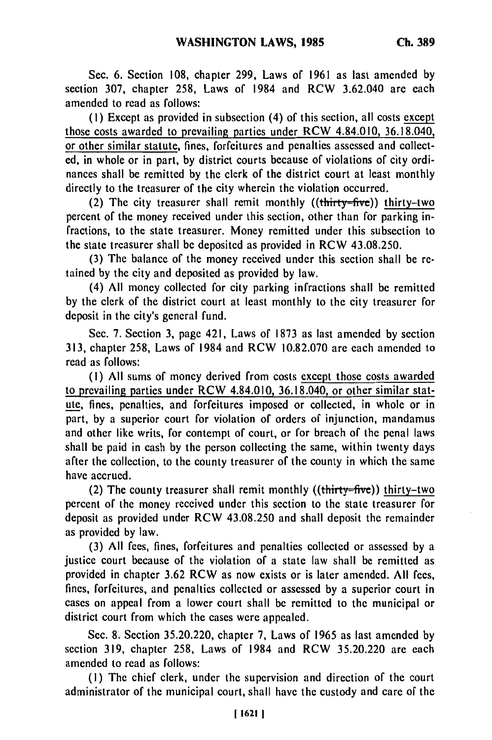Sec. 6. Section 108, chapter 299, Laws of 1961 as last amended by section 307, chapter 258, Laws of 1984 and RCW 3.62.040 are each amended to read as follows:

(1) Except as provided in subsection (4) of this section, all costs except those costs awarded to prevailing parties under RCW 4.84.010, 36.18.040, or other similar statute, fines, forfeitures and penalties assessed and collected, in whole or in part, by district courts because of violations of city ordinances shall be remitted by the clerk of the district court at least monthly directly to the treasurer of the city wherein the violation occurred.

(2) The city treasurer shall remit monthly ((~~thirty-five~~)) thirty-two percent of the money received under this section, other than for parking infractions, to the state treasurer. Money remitted under this subsection to the state treasurer shall be deposited as provided in RCW 43.08.250.

(3) The balance of the money received under this section shall be retained by the city and deposited as provided by law.

(4) All money collected for city parking infractions shall be remitted by the clerk of the district court at least monthly to the city treasurer for deposit in the city's general fund.

Sec. 7. Section 3, page 421, Laws of 1873 as last amended by section 313, chapter 258, Laws of 1984 and RCW 10.82.070 are each amended to read as follows:

(1) All sums of money derived from costs except those costs awarded to prevailing parties under RCW 4.84.010, 36.18.040, or other similar statute, fines, penalties, and forfeitures imposed or collected, in whole or in part, by a superior court for violation of orders of injunction, mandamus and other like writs, for contempt of court, or for breach of the penal laws shall be paid in cash by the person collecting the same, within twenty days after the collection, to the county treasurer of the county in which the same have accrued.

(2) The county treasurer shall remit monthly ((~~thirty-five~~)) thirty-two percent of the money received under this section to the state treasurer for deposit as provided under RCW 43.08.250 and shall deposit the remainder as provided by law.

(3) All fees, fines, forfeitures and penalties collected or assessed by a justice court because of the violation of a state law shall be remitted as provided in chapter 3.62 RCW as now exists or is later amended. All fees, fines, forfeitures, and penalties collected or assessed by a superior court in cases on appeal from a lower court shall be remitted to the municipal or district court from which the cases were appealed.

Sec. 8. Section 35.20.220, chapter 7, Laws of 1965 as last amended by section 319, chapter 258, Laws of 1984 and RCW 35.20.220 are each amended to read as follows:

(1) The chief clerk, under the supervision and direction of the court administrator of the municipal court, shall have the custody and care of the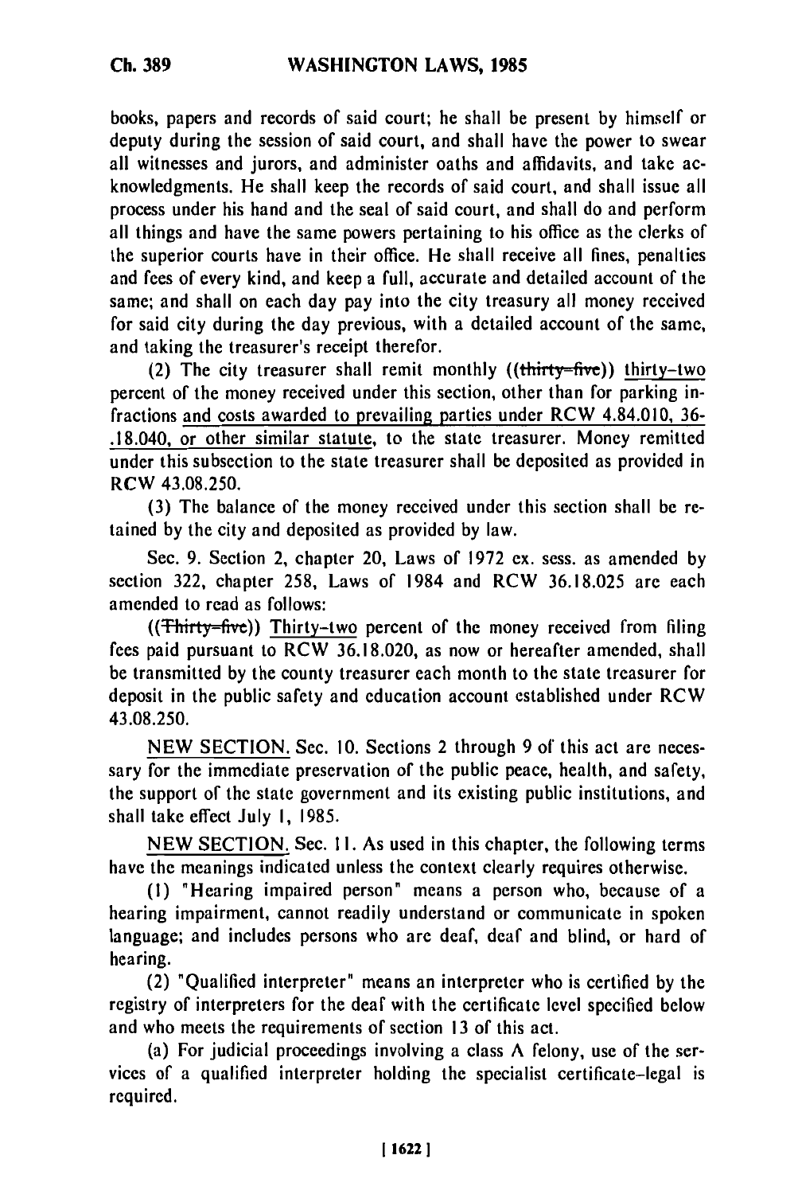books, papers and records of said court; he shall be present by himself or deputy during the session of said court, and shall have the power to swear all witnesses and jurors, and administer oaths and affidavits, and take acknowledgments. He shall keep the records of said court, and shall issue all process under his hand and the seal of said court, and shall do and perform all things and have the same powers pertaining to his office as the clerks of the superior courts have in their office. He shall receive all fines, penalties and fees of every kind, and keep a full, accurate and detailed account of the same; and shall on each day pay into the city treasury all money received for said city during the day previous, with a detailed account of the same, and taking the treasurer's receipt therefor.

(2) The city treasurer shall remit monthly ((~~thirty-five~~)) <u>thirty-two</u> percent of the money received under this section, other than for parking infractions <u>and costs awarded to prevailing parties under RCW 4.84.010, 36-.18.040, or other similar statute</u>, to the state treasurer. Money remitted under this subsection to the state treasurer shall be deposited as provided in RCW 43.08.250.

(3) The balance of the money received under this section shall be retained by the city and deposited as provided by law.

Sec. 9. Section 2, chapter 20, Laws of 1972 ex. sess. as amended by section 322, chapter 258, Laws of 1984 and RCW 36.18.025 are each amended to read as follows:

((~~Thirty-five~~)) <u>Thirty-two</u> percent of the money received from filing fees paid pursuant to RCW 36.18.020, as now or hereafter amended, shall be transmitted by the county treasurer each month to the state treasurer for deposit in the public safety and education account established under RCW 43.08.250.

<u>NEW SECTION.</u> Sec. 10. Sections 2 through 9 of this act are necessary for the immediate preservation of the public peace, health, and safety, the support of the state government and its existing public institutions, and shall take effect July 1, 1985.

<u>NEW SECTION.</u> Sec. 11. As used in this chapter, the following terms have the meanings indicated unless the context clearly requires otherwise.

(1) "Hearing impaired person" means a person who, because of a hearing impairment, cannot readily understand or communicate in spoken language; and includes persons who are deaf, deaf and blind, or hard of hearing.

(2) "Qualified interpreter" means an interpreter who is certified by the registry of interpreters for the deaf with the certificate level specified below and who meets the requirements of section 13 of this act.

(a) For judicial proceedings involving a class A felony, use of the services of a qualified interpreter holding the specialist certificate-legal is required.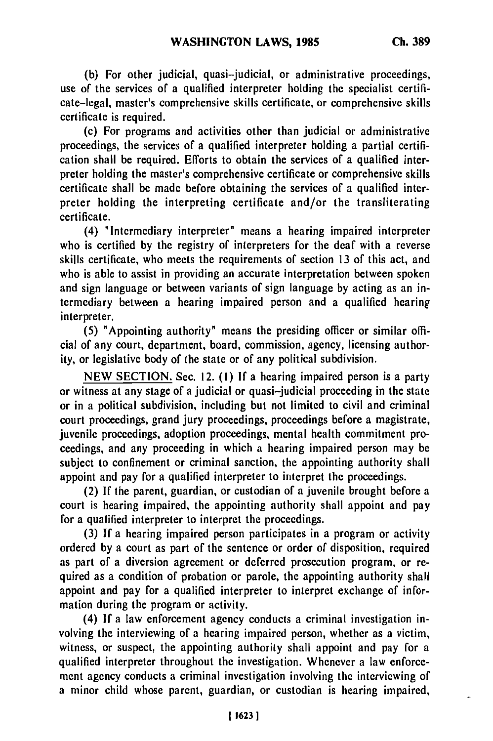(b) For other judicial, quasi-judicial, or administrative proceedings, use of the services of a qualified interpreter holding the specialist certificate-legal, master's comprehensive skills certificate, or comprehensive skills certificate is required.

(c) For programs and activities other than judicial or administrative proceedings, the services of a qualified interpreter holding a partial certification shall be required. Efforts to obtain the services of a qualified interpreter holding the master's comprehensive certificate or comprehensive skills certificate shall be made before obtaining the services of a qualified interpreter holding the interpreting certificate and/or the transliterating certificate.

(4) "Intermediary interpreter" means a hearing impaired interpreter who is certified by the registry of interpreters for the deaf with a reverse skills certificate, who meets the requirements of section 13 of this act, and who is able to assist in providing an accurate interpretation between spoken and sign language or between variants of sign language by acting as an intermediary between a hearing impaired person and a qualified hearing interpreter.

(5) "Appointing authority" means the presiding officer or similar official of any court, department, board, commission, agency, licensing authority, or legislative body of the state or of any political subdivision.

NEW SECTION. Sec. 12. (1) If a hearing impaired person is a party or witness at any stage of a judicial or quasi-judicial proceeding in the state or in a political subdivision, including but not limited to civil and criminal court proceedings, grand jury proceedings, proceedings before a magistrate, juvenile proceedings, adoption proceedings, mental health commitment proceedings, and any proceeding in which a hearing impaired person may be subject to confinement or criminal sanction, the appointing authority shall appoint and pay for a qualified interpreter to interpret the proceedings.

(2) If the parent, guardian, or custodian of a juvenile brought before a court is hearing impaired, the appointing authority shall appoint and pay for a qualified interpreter to interpret the proceedings.

(3) If a hearing impaired person participates in a program or activity ordered by a court as part of the sentence or order of disposition, required as part of a diversion agreement or deferred prosecution program, or required as a condition of probation or parole, the appointing authority shall appoint and pay for a qualified interpreter to interpret exchange of information during the program or activity.

(4) If a law enforcement agency conducts a criminal investigation involving the interviewing of a hearing impaired person, whether as a victim, witness, or suspect, the appointing authority shall appoint and pay for a qualified interpreter throughout the investigation. Whenever a law enforcement agency conducts a criminal investigation involving the interviewing of a minor child whose parent, guardian, or custodian is hearing impaired,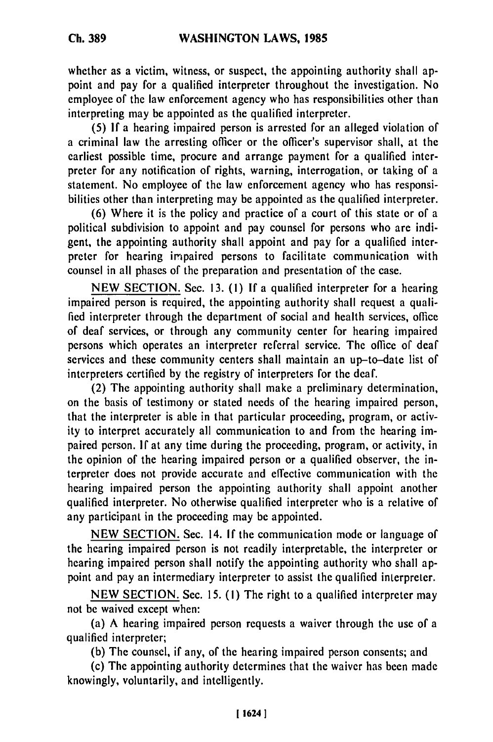whether as a victim, witness, or suspect, the appointing authority shall appoint and pay for a qualified interpreter throughout the investigation. No employee of the law enforcement agency who has responsibilities other than interpreting may be appointed as the qualified interpreter.

(5) If a hearing impaired person is arrested for an alleged violation of a criminal law the arresting officer or the officer's supervisor shall, at the earliest possible time, procure and arrange payment for a qualified interpreter for any notification of rights, warning, interrogation, or taking of a statement. No employee of the law enforcement agency who has responsibilities other than interpreting may be appointed as the qualified interpreter.

(6) Where it is the policy and practice of a court of this state or of a political subdivision to appoint and pay counsel for persons who are indigent, the appointing authority shall appoint and pay for a qualified interpreter for hearing impaired persons to facilitate communication with counsel in all phases of the preparation and presentation of the case.

NEW SECTION. Sec. 13. (1) If a qualified interpreter for a hearing impaired person is required, the appointing authority shall request a qualified interpreter through the department of social and health services, office of deaf services, or through any community center for hearing impaired persons which operates an interpreter referral service. The office of deaf services and these community centers shall maintain an up-to-date list of interpreters certified by the registry of interpreters for the deaf.

(2) The appointing authority shall make a preliminary determination, on the basis of testimony or stated needs of the hearing impaired person, that the interpreter is able in that particular proceeding, program, or activity to interpret accurately all communication to and from the hearing impaired person. If at any time during the proceeding, program, or activity, in the opinion of the hearing impaired person or a qualified observer, the interpreter does not provide accurate and effective communication with the hearing impaired person the appointing authority shall appoint another qualified interpreter. No otherwise qualified interpreter who is a relative of any participant in the proceeding may be appointed.

NEW SECTION. Sec. 14. If the communication mode or language of the hearing impaired person is not readily interpretable, the interpreter or hearing impaired person shall notify the appointing authority who shall appoint and pay an intermediary interpreter to assist the qualified interpreter.

NEW SECTION. Sec. 15. (1) The right to a qualified interpreter may not be waived except when:

(a) A hearing impaired person requests a waiver through the use of a qualified interpreter;

(b) The counsel, if any, of the hearing impaired person consents; and

(c) The appointing authority determines that the waiver has been made knowingly, voluntarily, and intelligently.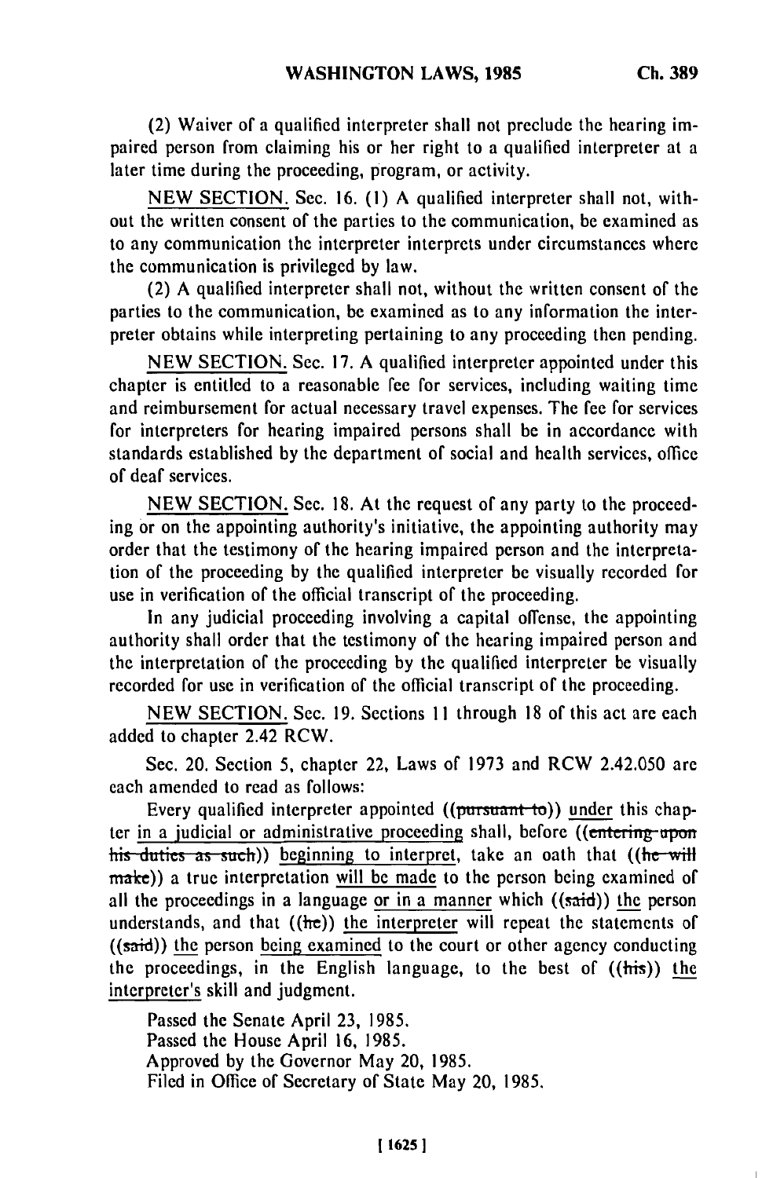(2) Waiver of a qualified interpreter shall not preclude the hearing impaired person from claiming his or her right to a qualified interpreter at a later time during the proceeding, program, or activity.

NEW SECTION. Sec. 16. (1) A qualified interpreter shall not, without the written consent of the parties to the communication, be examined as to any communication the interpreter interprets under circumstances where the communication is privileged by law.

(2) A qualified interpreter shall not, without the written consent of the parties to the communication, be examined as to any information the interpreter obtains while interpreting pertaining to any proceeding then pending.

NEW SECTION. Sec. 17. A qualified interpreter appointed under this chapter is entitled to a reasonable fee for services, including waiting time and reimbursement for actual necessary travel expenses. The fee for services for interpreters for hearing impaired persons shall be in accordance with standards established by the department of social and health services, office of deaf services.

NEW SECTION. Sec. 18. At the request of any party to the proceeding or on the appointing authority's initiative, the appointing authority may order that the testimony of the hearing impaired person and the interpretation of the proceeding by the qualified interpreter be visually recorded for use in verification of the official transcript of the proceeding.

In any judicial proceeding involving a capital offense, the appointing authority shall order that the testimony of the hearing impaired person and the interpretation of the proceeding by the qualified interpreter be visually recorded for use in verification of the official transcript of the proceeding.

NEW SECTION. Sec. 19. Sections 11 through 18 of this act are each added to chapter 2.42 RCW.

Sec. 20. Section 5, chapter 22, Laws of 1973 and RCW 2.42.050 are each amended to read as follows:

Every qualified interpreter appointed ((~~pursuant to~~)) under this chapter in a judicial or administrative proceeding shall, before ((~~entering upon his duties as such~~)) beginning to interpret, take an oath that ((~~he will make~~)) a true interpretation will be made to the person being examined of all the proceedings in a language or in a manner which ((~~said~~)) the person understands, and that ((~~he~~)) the interpreter will repeat the statements of ((~~said~~)) the person being examined to the court or other agency conducting the proceedings, in the English language, to the best of ((~~his~~)) the interpreter's skill and judgment.

Passed the Senate April 23, 1985.
Passed the House April 16, 1985.
Approved by the Governor May 20, 1985.
Filed in Office of Secretary of State May 20, 1985.